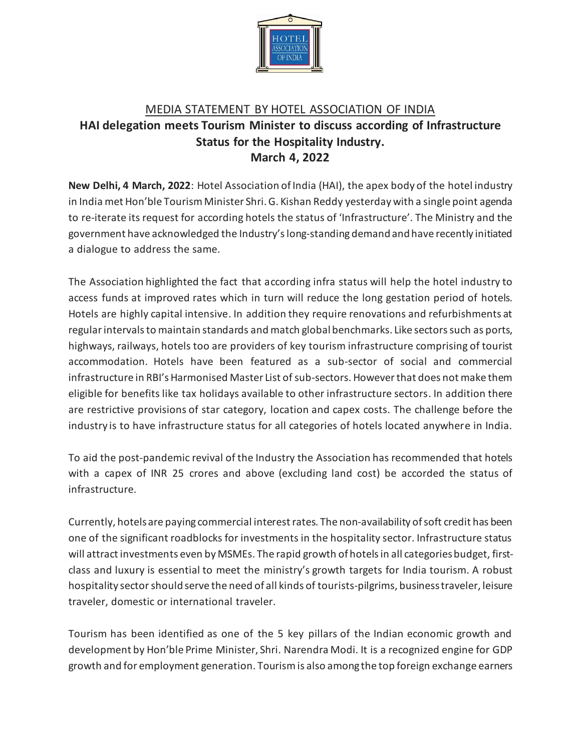MEDIA STATEMENT BY HOTEL ASSOCIATION OF INDIA

# HAI delegation meets Tourism Minister to discuss according of Infrastructure Status for the Hospitality Industry.

**March 4, 2022**

**New Delhi, 4 March, 2022**: Hotel Association of India (HAI), the apex body of the hotel industry in India met Hon'ble Tourism Minister Shri. G. Kishan Reddy yesterday with a single point agenda to re-iterate its request for according hotels the status of 'Infrastructure'. The Ministry and the government have acknowledged the Industry's long-standing demand and have recently initiated a dialogue to address the same.

The Association highlighted the fact that according infra status will help the hotel industry to access funds at improved rates which in turn will reduce the long gestation period of hotels. Hotels are highly capital intensive. In addition they require renovations and refurbishments at regular intervals to maintain standards and match global benchmarks. Like sectors such as ports, highways, railways, hotels too are providers of key tourism infrastructure comprising of tourist accommodation. Hotels have been featured as a sub-sector of social and commercial infrastructure in RBI's Harmonised Master List of sub-sectors. However that does not make them eligible for benefits like tax holidays available to other infrastructure sectors. In addition there are restrictive provisions of star category, location and capex costs. The challenge before the industry is to have infrastructure status for all categories of hotels located anywhere in India.

To aid the post-pandemic revival of the Industry the Association has recommended that hotels with a capex of INR 25 crores and above (excluding land cost) be accorded the status of infrastructure.

Currently, hotels are paying commercial interest rates. The non-availability of soft credit has been one of the significant roadblocks for investments in the hospitality sector. Infrastructure status will attract investments even by MSMEs. The rapid growth of hotels in all categories budget, first-class and luxury is essential to meet the ministry's growth targets for India tourism. A robust hospitality sector should serve the need of all kinds of tourists-pilgrims, business traveler, leisure traveler, domestic or international traveler.

Tourism has been identified as one of the 5 key pillars of the Indian economic growth and development by Hon'ble Prime Minister, Shri. Narendra Modi. It is a recognized engine for GDP growth and for employment generation. Tourism is also among the top foreign exchange earners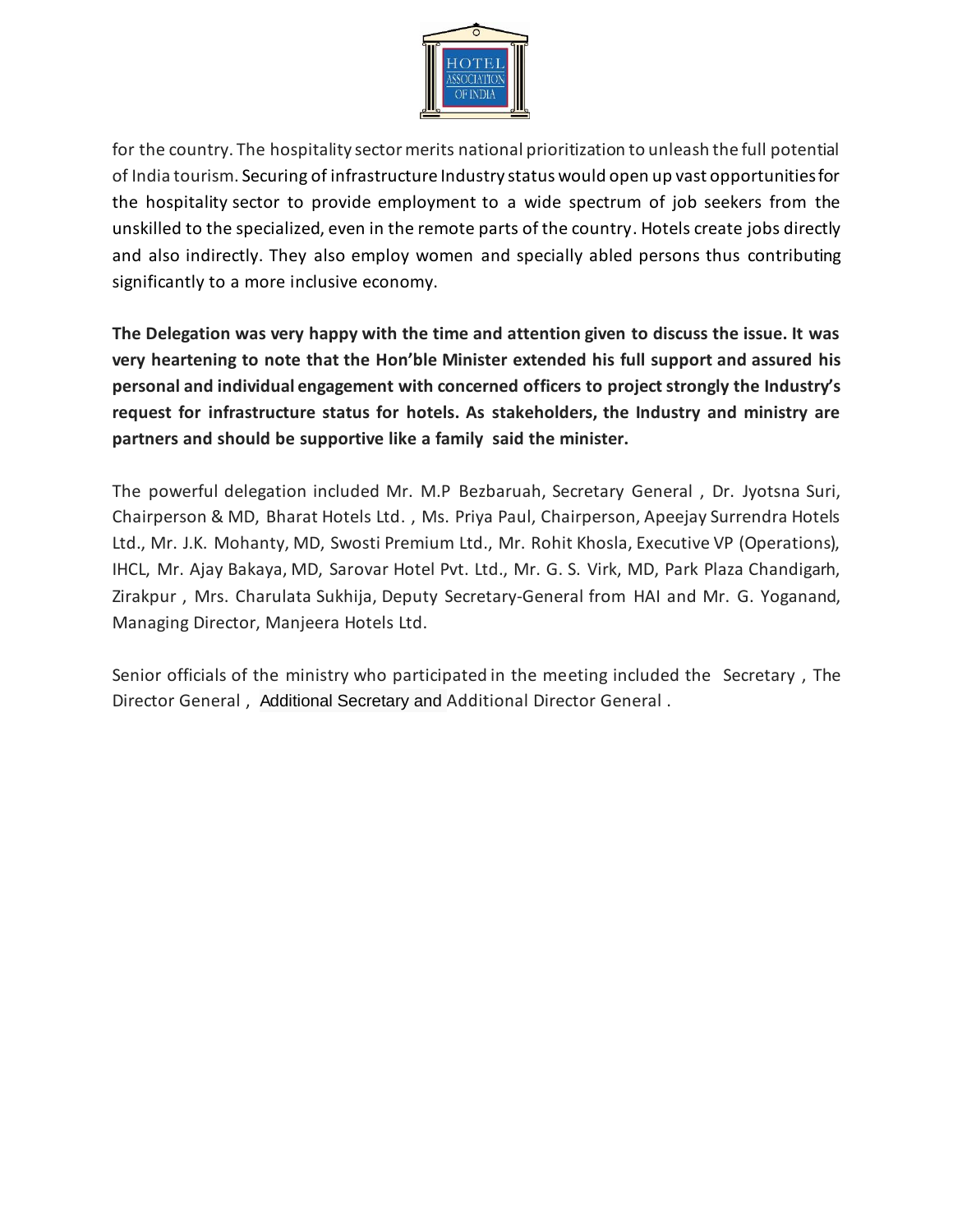for the country. The hospitality sector merits national prioritization to unleash the full potential of India tourism. Securing of infrastructure Industry status would open up vast opportunities for the hospitality sector to provide employment to a wide spectrum of job seekers from the unskilled to the specialized, even in the remote parts of the country. Hotels create jobs directly and also indirectly. They also employ women and specially abled persons thus contributing significantly to a more inclusive economy.

**The Delegation was very happy with the time and attention given to discuss the issue. It was very heartening to note that the Hon'ble Minister extended his full support and assured his personal and individual engagement with concerned officers to project strongly the Industry's request for infrastructure status for hotels. As stakeholders, the Industry and ministry are partners and should be supportive like a family said the minister.**

The powerful delegation included Mr. M.P Bezbaruah, Secretary General , Dr. Jyotsna Suri, Chairperson & MD, Bharat Hotels Ltd. , Ms. Priya Paul, Chairperson, Apeejay Surrendra Hotels Ltd., Mr. J.K. Mohanty, MD, Swosti Premium Ltd., Mr. Rohit Khosla, Executive VP (Operations), IHCL, Mr. Ajay Bakaya, MD, Sarovar Hotel Pvt. Ltd., Mr. G. S. Virk, MD, Park Plaza Chandigarh, Zirakpur , Mrs. Charulata Sukhija, Deputy Secretary-General from HAI and Mr. G. Yoganand, Managing Director, Manjeera Hotels Ltd.

Senior officials of the ministry who participated in the meeting included the Secretary , The Director General , Additional Secretary and Additional Director General .